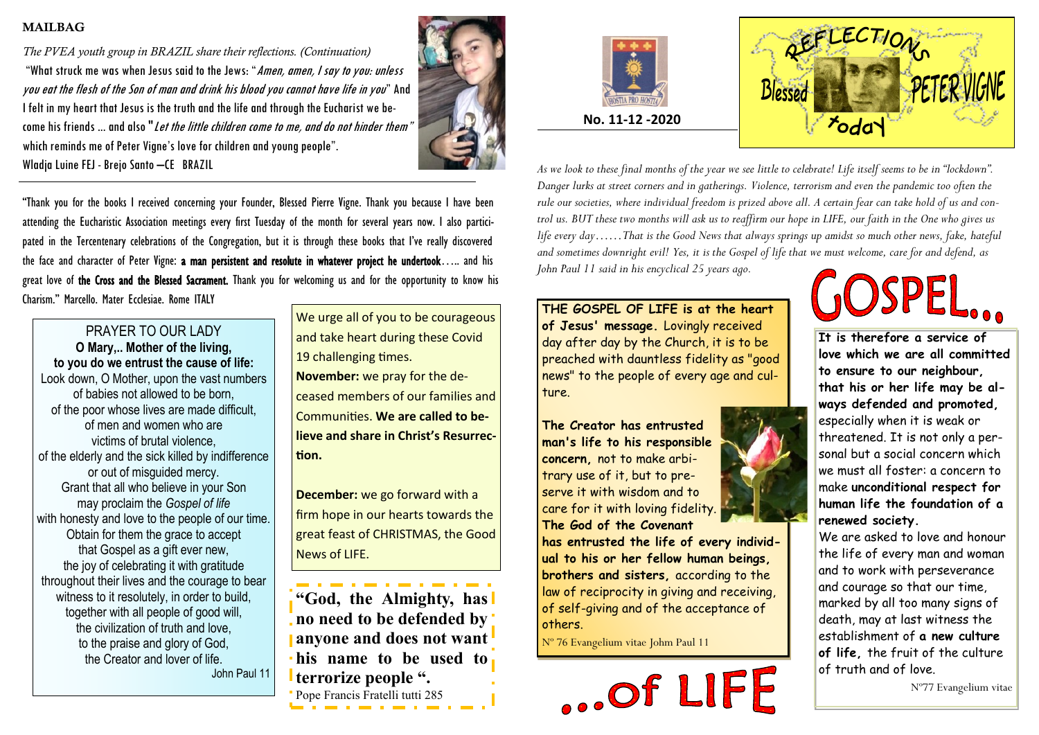## MAILBAG

*The PVEA youth group in BRAZIL share their reflections. (Continuation)*

"What struck me was when Jesus said to the Jews: "*Amen, amen, I say to you: unless you eat the flesh of the Son of man and drink his blood you cannot have life in you*" And I felt in my heart that Jesus is the truth and the life and through the Eucharist we become his friends ... and also "*Let the little children come to me, and do not hinder them*" which reminds me of Peter Vigne's love for children and young people".
Wladja Luine FEJ - Brejo Santo –CE BRAZIL

"Thank you for the books I received concerning your Founder, Blessed Pierre Vigne. Thank you because I have been attending the Eucharistic Association meetings every first Tuesday of the month for several years now. I also participated in the Tercentenary celebrations of the Congregation, but it is through these books that I've really discovered the face and character of Peter Vigne: **a man persistent and resolute in whatever project he undertook**….. and his great love of **the Cross and the Blessed Sacrament.** Thank you for welcoming us and for the opportunity to know his Charism." Marcello. Mater Ecclesiae. Rome ITALY

### PRAYER TO OUR LADY

**O Mary,.. Mother of the living,**
**to you do we entrust the cause of life:**
Look down, O Mother, upon the vast numbers
of babies not allowed to be born,
of the poor whose lives are made difficult,
of men and women who are
victims of brutal violence,
of the elderly and the sick killed by indifference
or out of misguided mercy.
Grant that all who believe in your Son
may proclaim the *Gospel of life*
with honesty and love to the people of our time.
Obtain for them the grace to accept
that Gospel as a gift ever new,
the joy of celebrating it with gratitude
throughout their lives and the courage to bear
witness to it resolutely, in order to build,
together with all people of good will,
the civilization of truth and love,
to the praise and glory of God,
the Creator and lover of life.
John Paul 11

We urge all of you to be courageous and take heart during these Covid 19 challenging times.

**November:** we pray for the deceased members of our families and Communities. **We are called to believe and share in Christ's Resurrection.**

**December:** we go forward with a firm hope in our hearts towards the great feast of CHRISTMAS, the Good News of LIFE.

**"God, the Almighty, has no need to be defended by anyone and does not want his name to be used to terrorize people ".**
Pope Francis Fratelli tutti 285

HOSTIA PRO HOSTIA

**No. 11-12 -2020**

# REFLECTIONS Blessed PETER VIGNE today

*As we look to these final months of the year we see little to celebrate! Life itself seems to be in "lockdown". Danger lurks at street corners and in gatherings. Violence, terrorism and even the pandemic too often the rule our societies, where individual freedom is prized above all. A certain fear can take hold of us and control us. BUT these two months will ask us to reaffirm our hope in LIFE, our faith in the One who gives us life every day……That is the Good News that always springs up amidst so much other news, fake, hateful and sometimes downright evil! Yes, it is the Gospel of life that we must welcome, care for and defend, as John Paul 11 said in his encyclical 25 years ago.*

# GOSPEL... ...of LIFE

**THE GOSPEL OF LIFE is at the heart of Jesus' message.** Lovingly received day after day by the Church, it is to be preached with dauntless fidelity as "good news" to the people of every age and culture.

**The Creator has entrusted man's life to his responsible concern,** not to make arbitrary use of it, but to preserve it with wisdom and to care for it with loving fidelity. **The God of the Covenant has entrusted the life of every individual to his or her fellow human beings, brothers and sisters,** according to the law of reciprocity in giving and receiving, of self-giving and of the acceptance of others.

N° 76 Evangelium vitae Johm Paul 11

**It is therefore a service of love which we are all committed to ensure to our neighbour, that his or her life may be always defended and promoted,** especially when it is weak or threatened. It is not only a personal but a social concern which we must all foster: a concern to make **unconditional respect for human life the foundation of a renewed society.**

We are asked to love and honour the life of every man and woman and to work with perseverance and courage so that our time, marked by all too many signs of death, may at last witness the establishment of **a new culture of life,** the fruit of the culture of truth and of love.

N°77 Evangelium vitae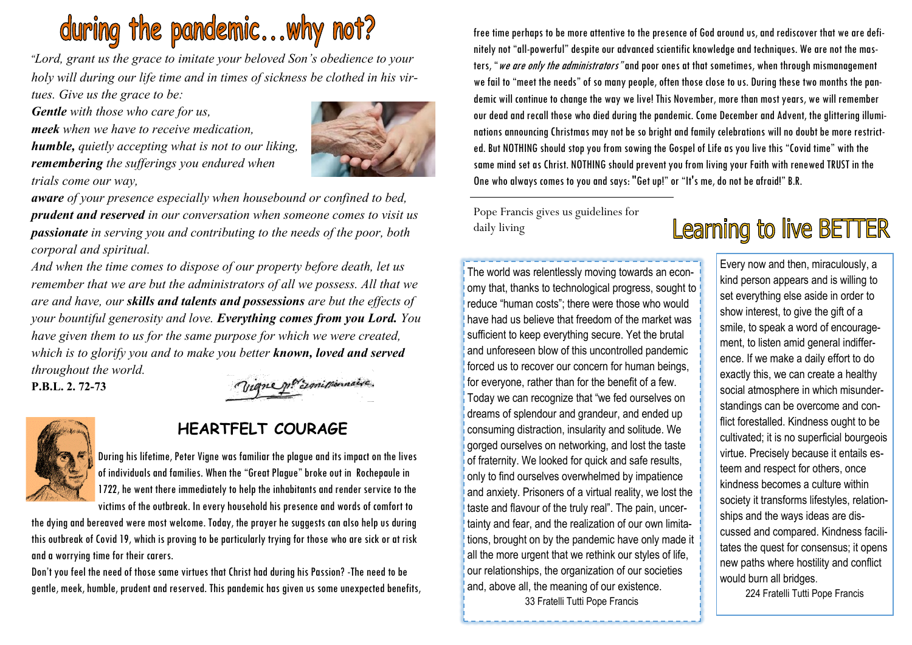# during the pandemic...why not?

*"Lord, grant us the grace to imitate your beloved Son's obedience to your holy will during our life time and in times of sickness be clothed in his virtues. Give us the grace to be:*

***Gentle** with those who care for us,*

***meek** when we have to receive medication,*

***humble,** quietly accepting what is not to our liking,*

***remembering** the sufferings you endured when trials come our way,*

***aware** of your presence especially when housebound or confined to bed,*

***prudent and reserved** in our conversation when someone comes to visit us*

***passionate** in serving you and contributing to the needs of the poor, both corporal and spiritual.*

*And when the time comes to dispose of our property before death, let us remember that we are but the administrators of all we possess. All that we are and have, our **skills and talents and possessions** are but the effects of your bountiful generosity and love. **Everything comes from you Lord.** You have given them to us for the same purpose for which we were created, which is to glorify you and to make you better **known, loved and served** throughout the world.*

**P.B.L. 2. 72-73**

Vigne ptr missionnaire.

## HEARTFELT COURAGE

During his lifetime, Peter Vigne was familiar the plague and its impact on the lives of individuals and families. When the "Great Plague" broke out in Rochepaule in 1722, he went there immediately to help the inhabitants and render service to the victims of the outbreak. In every household his presence and words of comfort to the dying and bereaved were most welcome. Today, the prayer he suggests can also help us during this outbreak of Covid 19, which is proving to be particularly trying for those who are sick or at risk and a worrying time for their carers.

Don't you feel the need of those same virtues that Christ had during his Passion? -The need to be gentle, meek, humble, prudent and reserved. This pandemic has given us some unexpected benefits, free time perhaps to be more attentive to the presence of God around us, and rediscover that we are definitely not "all-powerful" despite our advanced scientific knowledge and techniques. We are not the masters, "*we are only the administrators*" and poor ones at that sometimes, when through mismanagement we fail to "meet the needs" of so many people, often those close to us. During these two months the pandemic will continue to change the way we live! This November, more than most years, we will remember our dead and recall those who died during the pandemic. Come December and Advent, the glittering illuminations announcing Christmas may not be so bright and family celebrations will no doubt be more restricted. But NOTHING should stop you from sowing the Gospel of Life as you live this "Covid time" with the same mind set as Christ. NOTHING should prevent you from living your Faith with renewed TRUST in the One who always comes to you and says: "Get up!" or "It's me, do not be afraid!" B.R.

---

Pope Francis gives us guidelines for daily living

# Learning to live BETTER

The world was relentlessly moving towards an economy that, thanks to technological progress, sought to reduce "human costs"; there were those who would have had us believe that freedom of the market was sufficient to keep everything secure. Yet the brutal and unforeseen blow of this uncontrolled pandemic forced us to recover our concern for human beings, for everyone, rather than for the benefit of a few. Today we can recognize that "we fed ourselves on dreams of splendour and grandeur, and ended up consuming distraction, insularity and solitude. We gorged ourselves on networking, and lost the taste of fraternity. We looked for quick and safe results, only to find ourselves overwhelmed by impatience and anxiety. Prisoners of a virtual reality, we lost the taste and flavour of the truly real". The pain, uncertainty and fear, and the realization of our own limitations, brought on by the pandemic have only made it all the more urgent that we rethink our styles of life, our relationships, the organization of our societies and, above all, the meaning of our existence.

33 Fratelli Tutti Pope Francis

Every now and then, miraculously, a kind person appears and is willing to set everything else aside in order to show interest, to give the gift of a smile, to speak a word of encouragement, to listen amid general indifference. If we make a daily effort to do exactly this, we can create a healthy social atmosphere in which misunderstandings can be overcome and conflict forestalled. Kindness ought to be cultivated; it is no superficial bourgeois virtue. Precisely because it entails esteem and respect for others, once kindness becomes a culture within society it transforms lifestyles, relationships and the ways ideas are discussed and compared. Kindness facilitates the quest for consensus; it opens new paths where hostility and conflict would burn all bridges.

224 Fratelli Tutti Pope Francis